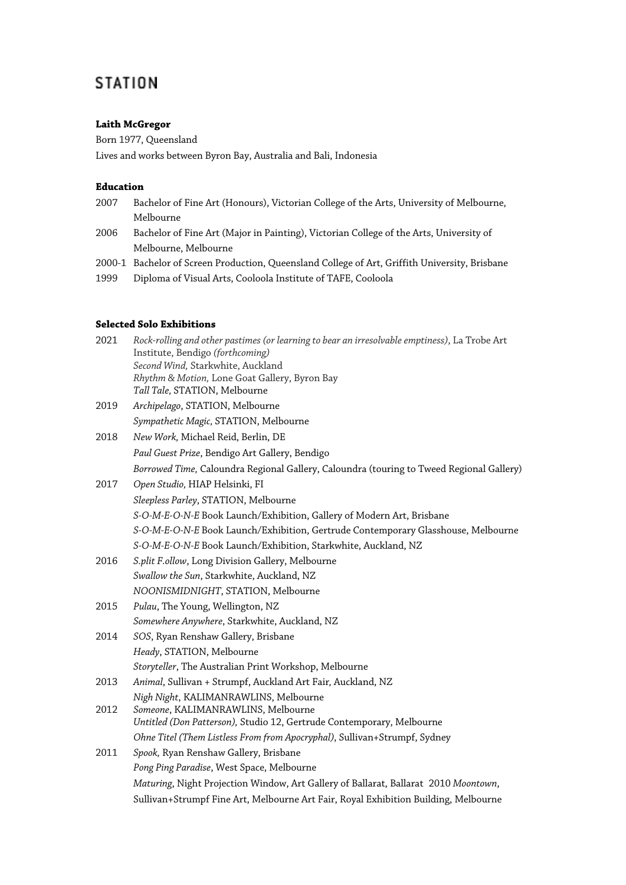# STATION

**Laith McGregor**

Born 1977, Queensland

Lives and works between Byron Bay, Australia and Bali, Indonesia

**Education**

2007 Bachelor of Fine Art (Honours), Victorian College of the Arts, University of Melbourne, Melbourne

2006 Bachelor of Fine Art (Major in Painting), Victorian College of the Arts, University of Melbourne, Melbourne

2000-1 Bachelor of Screen Production, Queensland College of Art, Griffith University, Brisbane

1999 Diploma of Visual Arts, Cooloola Institute of TAFE, Cooloola

**Selected Solo Exhibitions**

2021 *Rock-rolling and other pastimes (or learning to bear an irresolvable emptiness)*, La Trobe Art Institute, Bendigo *(forthcoming)*
*Second Wind,* Starkwhite, Auckland
*Rhythm & Motion,* Lone Goat Gallery, Byron Bay
*Tall Tale,* STATION, Melbourne

2019 *Archipelago*, STATION, Melbourne
*Sympathetic Magic*, STATION, Melbourne

2018 *New Work,* Michael Reid, Berlin, DE
*Paul Guest Prize*, Bendigo Art Gallery, Bendigo
*Borrowed Time,* Caloundra Regional Gallery, Caloundra (touring to Tweed Regional Gallery)

2017 *Open Studio,* HIAP Helsinki, FI
*Sleepless Parley*, STATION, Melbourne
*S-O-M-E-O-N-E* Book Launch/Exhibition, Gallery of Modern Art, Brisbane
*S-O-M-E-O-N-E* Book Launch/Exhibition, Gertrude Contemporary Glasshouse, Melbourne
*S-O-M-E-O-N-E* Book Launch/Exhibition, Starkwhite, Auckland, NZ

2016 *S.plit F.ollow*, Long Division Gallery, Melbourne
*Swallow the Sun*, Starkwhite, Auckland, NZ
*NOONISMIDNIGHT*, STATION, Melbourne

2015 *Pulau*, The Young, Wellington, NZ
*Somewhere Anywhere*, Starkwhite, Auckland, NZ

2014 *SOS*, Ryan Renshaw Gallery, Brisbane
*Heady*, STATION, Melbourne
*Storyteller*, The Australian Print Workshop, Melbourne

2013 *Animal*, Sullivan + Strumpf, Auckland Art Fair, Auckland, NZ
*Nigh Night*, KALIMANRAWLINS, Melbourne

2012 *Someone*, KALIMANRAWLINS, Melbourne
*Untitled (Don Patterson),* Studio 12, Gertrude Contemporary, Melbourne
*Ohne Titel (Them Listless From from Apocryphal)*, Sullivan+Strumpf, Sydney

2011 *Spook,* Ryan Renshaw Gallery, Brisbane
*Pong Ping Paradise*, West Space, Melbourne
*Maturing*, Night Projection Window, Art Gallery of Ballarat, Ballarat 2010 *Moontown*, Sullivan+Strumpf Fine Art, Melbourne Art Fair, Royal Exhibition Building, Melbourne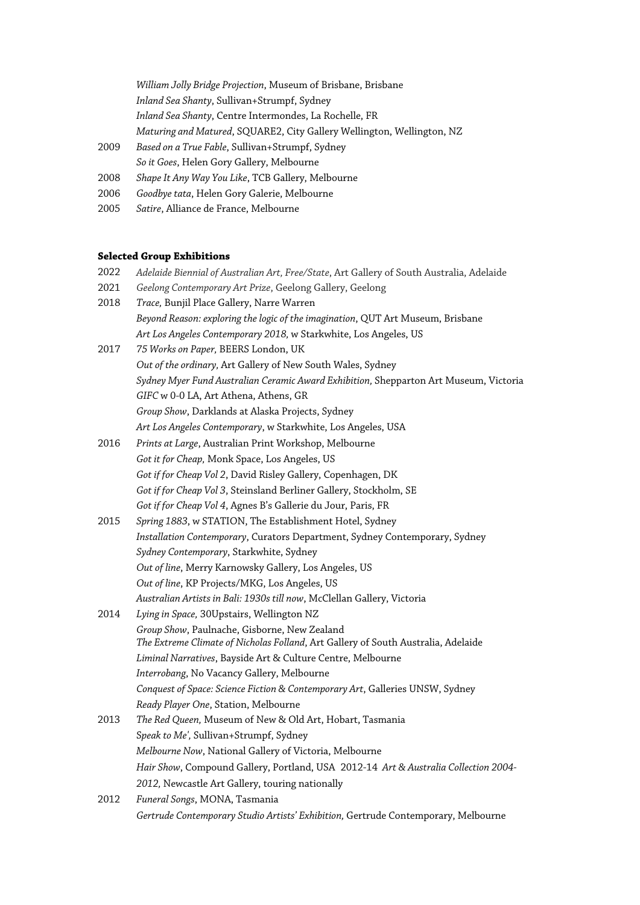*William Jolly Bridge Projection*, Museum of Brisbane, Brisbane
*Inland Sea Shanty*, Sullivan+Strumpf, Sydney
*Inland Sea Shanty*, Centre Intermondes, La Rochelle, FR
*Maturing and Matured*, SQUARE2, City Gallery Wellington, Wellington, NZ

2009 *Based on a True Fable*, Sullivan+Strumpf, Sydney
*So it Goes*, Helen Gory Gallery, Melbourne

2008 *Shape It Any Way You Like*, TCB Gallery, Melbourne

2006 *Goodbye tata*, Helen Gory Galerie, Melbourne

2005 *Satire*, Alliance de France, Melbourne

**Selected Group Exhibitions**

2022 *Adelaide Biennial of Australian Art, Free/State*, Art Gallery of South Australia, Adelaide

2021 *Geelong Contemporary Art Prize*, Geelong Gallery, Geelong

2018 *Trace,* Bunjil Place Gallery, Narre Warren
*Beyond Reason: exploring the logic of the imagination*, QUT Art Museum, Brisbane
*Art Los Angeles Contemporary 2018,* w Starkwhite, Los Angeles, US

2017 *75 Works on Paper,* BEERS London, UK
*Out of the ordinary,* Art Gallery of New South Wales, Sydney
*Sydney Myer Fund Australian Ceramic Award Exhibition,* Shepparton Art Museum, Victoria
*GIFC* w 0-0 LA, Art Athena, Athens, GR
*Group Show*, Darklands at Alaska Projects, Sydney
*Art Los Angeles Contemporary*, w Starkwhite, Los Angeles, USA

2016 *Prints at Large*, Australian Print Workshop, Melbourne
*Got it for Cheap,* Monk Space, Los Angeles, US
*Got if for Cheap Vol 2*, David Risley Gallery, Copenhagen, DK
*Got if for Cheap Vol 3*, Steinsland Berliner Gallery, Stockholm, SE
*Got if for Cheap Vol 4*, Agnes B's Gallerie du Jour, Paris, FR

2015 *Spring 1883*, w STATION, The Establishment Hotel, Sydney
*Installation Contemporary*, Curators Department, Sydney Contemporary, Sydney
*Sydney Contemporary*, Starkwhite, Sydney
*Out of line*, Merry Karnowsky Gallery, Los Angeles, US
*Out of line*, KP Projects/MKG, Los Angeles, US
*Australian Artists in Bali: 1930s till now*, McClellan Gallery, Victoria

2014 *Lying in Space,* 30Upstairs, Wellington NZ
*Group Show*, Paulnache, Gisborne, New Zealand
*The Extreme Climate of Nicholas Folland*, Art Gallery of South Australia, Adelaide
*Liminal Narratives*, Bayside Art & Culture Centre, Melbourne
*Interrobang*, No Vacancy Gallery, Melbourne
*Conquest of Space: Science Fiction & Contemporary Art*, Galleries UNSW, Sydney
*Ready Player One*, Station, Melbourne

2013 *The Red Queen,* Museum of New & Old Art, Hobart, Tasmania
*Speak to Me',* Sullivan+Strumpf, Sydney
*Melbourne Now*, National Gallery of Victoria, Melbourne
*Hair Show*, Compound Gallery, Portland, USA 2012-14 *Art & Australia Collection 2004-2012,* Newcastle Art Gallery, touring nationally

2012 *Funeral Songs*, MONA, Tasmania
*Gertrude Contemporary Studio Artists' Exhibition,* Gertrude Contemporary, Melbourne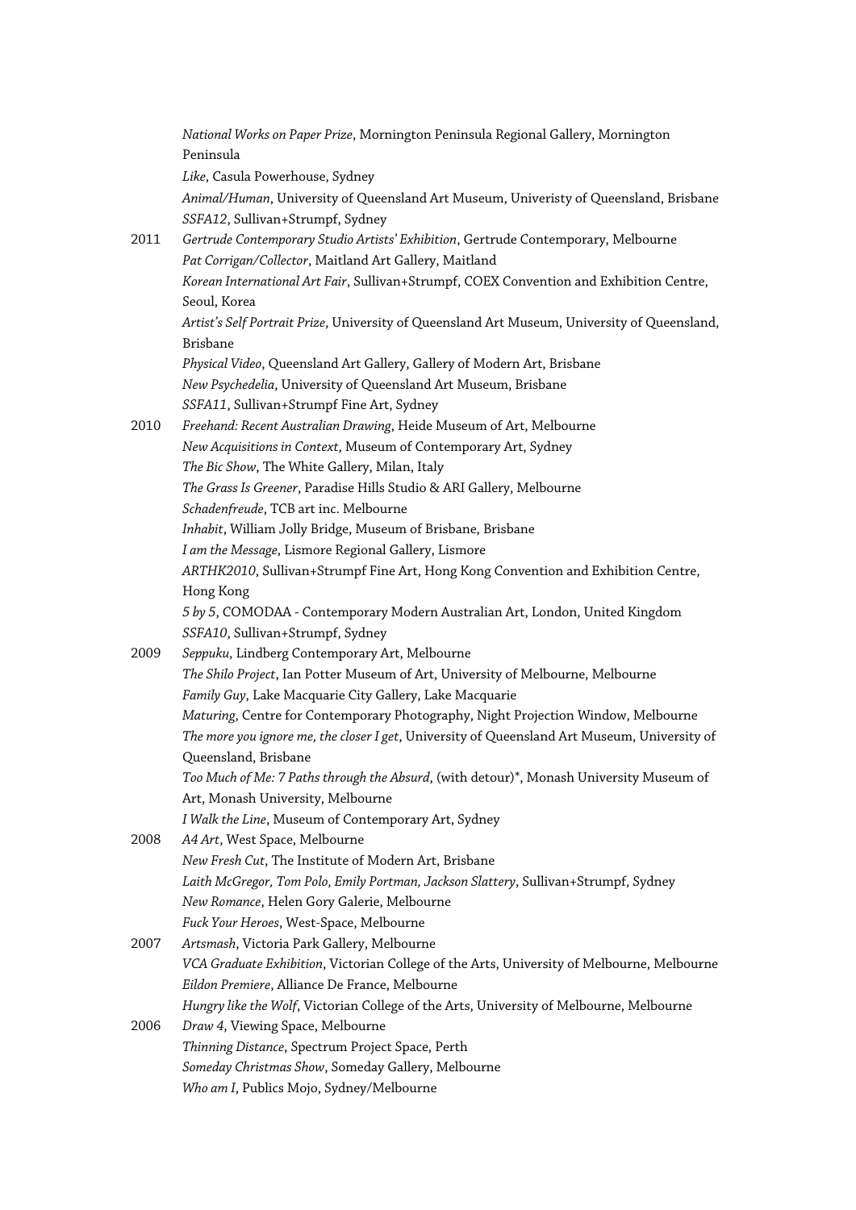*National Works on Paper Prize*, Mornington Peninsula Regional Gallery, Mornington Peninsula
*Like*, Casula Powerhouse, Sydney
*Animal/Human*, University of Queensland Art Museum, Univeristy of Queensland, Brisbane
*SSFA12*, Sullivan+Strumpf, Sydney

2011 *Gertrude Contemporary Studio Artists' Exhibition*, Gertrude Contemporary, Melbourne
*Pat Corrigan/Collector*, Maitland Art Gallery, Maitland
*Korean International Art Fair*, Sullivan+Strumpf, COEX Convention and Exhibition Centre, Seoul, Korea
*Artist's Self Portrait Prize*, University of Queensland Art Museum, University of Queensland, Brisbane
*Physical Video*, Queensland Art Gallery, Gallery of Modern Art, Brisbane
*New Psychedelia*, University of Queensland Art Museum, Brisbane
*SSFA11*, Sullivan+Strumpf Fine Art, Sydney

2010 *Freehand: Recent Australian Drawing*, Heide Museum of Art, Melbourne
*New Acquisitions in Context*, Museum of Contemporary Art, Sydney
*The Bic Show*, The White Gallery, Milan, Italy
*The Grass Is Greener*, Paradise Hills Studio & ARI Gallery, Melbourne
*Schadenfreude*, TCB art inc. Melbourne
*Inhabit*, William Jolly Bridge, Museum of Brisbane, Brisbane
*I am the Message*, Lismore Regional Gallery, Lismore
*ARTHK2010*, Sullivan+Strumpf Fine Art, Hong Kong Convention and Exhibition Centre, Hong Kong
*5 by 5*, COMODAA - Contemporary Modern Australian Art, London, United Kingdom
*SSFA10*, Sullivan+Strumpf, Sydney

2009 *Seppuku*, Lindberg Contemporary Art, Melbourne
*The Shilo Project*, Ian Potter Museum of Art, University of Melbourne, Melbourne
*Family Guy*, Lake Macquarie City Gallery, Lake Macquarie
*Maturing*, Centre for Contemporary Photography, Night Projection Window, Melbourne
*The more you ignore me, the closer I get*, University of Queensland Art Museum, University of Queensland, Brisbane
*Too Much of Me: 7 Paths through the Absurd*, (with detour)*, Monash University Museum of Art, Monash University, Melbourne
*I Walk the Line*, Museum of Contemporary Art, Sydney

2008 *A4 Art*, West Space, Melbourne
*New Fresh Cut*, The Institute of Modern Art, Brisbane
*Laith McGregor, Tom Polo, Emily Portman, Jackson Slattery*, Sullivan+Strumpf, Sydney
*New Romance*, Helen Gory Galerie, Melbourne
*Fuck Your Heroes*, West-Space, Melbourne

2007 *Artsmash*, Victoria Park Gallery, Melbourne
*VCA Graduate Exhibition*, Victorian College of the Arts, University of Melbourne, Melbourne
*Eildon Premiere*, Alliance De France, Melbourne
*Hungry like the Wolf*, Victorian College of the Arts, University of Melbourne, Melbourne

2006 *Draw 4*, Viewing Space, Melbourne
*Thinning Distance*, Spectrum Project Space, Perth
*Someday Christmas Show*, Someday Gallery, Melbourne
*Who am I*, Publics Mojo, Sydney/Melbourne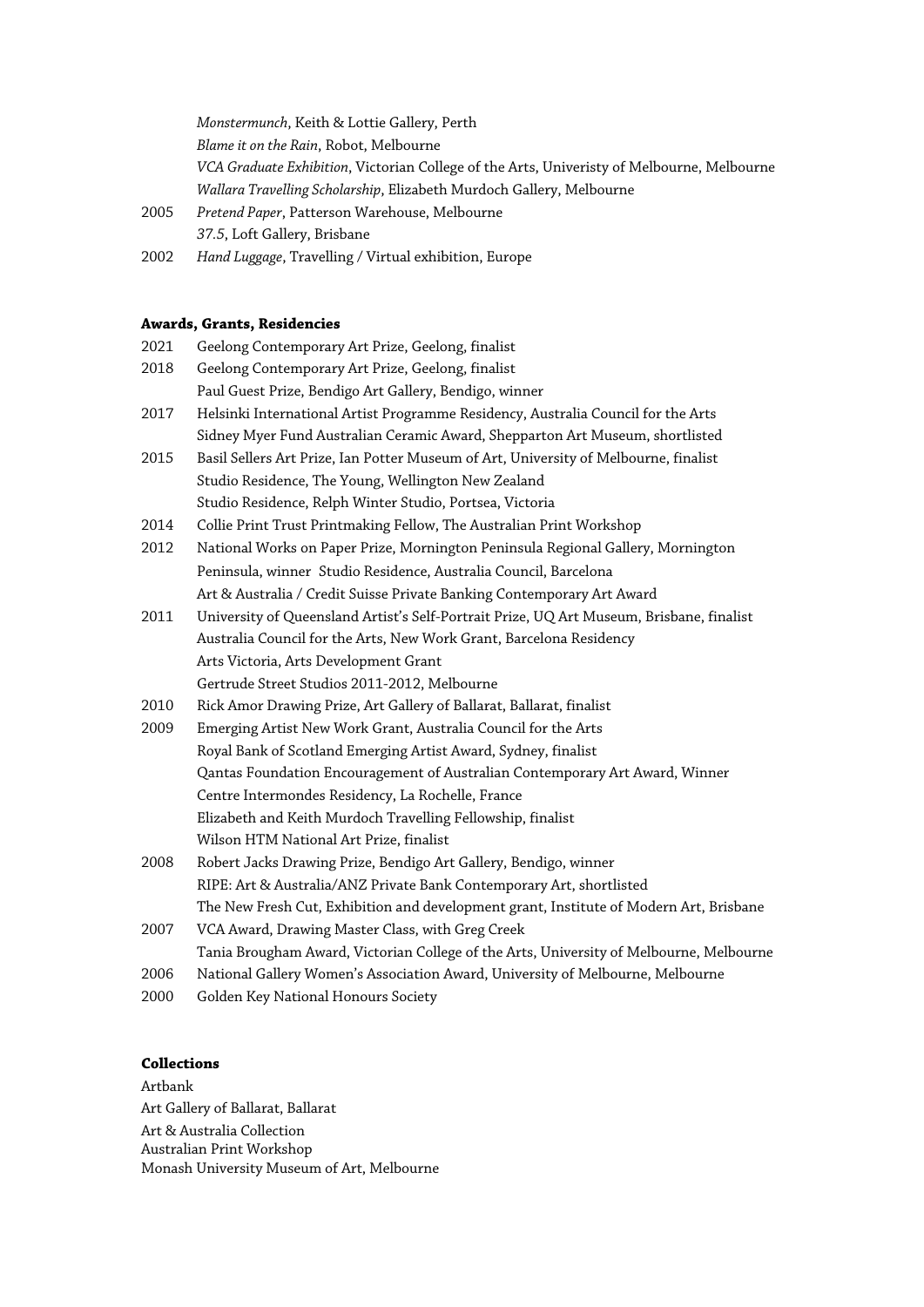*Monstermunch*, Keith & Lottie Gallery, Perth
*Blame it on the Rain*, Robot, Melbourne
*VCA Graduate Exhibition*, Victorian College of the Arts, Univeristy of Melbourne, Melbourne
*Wallara Travelling Scholarship*, Elizabeth Murdoch Gallery, Melbourne

2005 *Pretend Paper*, Patterson Warehouse, Melbourne
*37.5*, Loft Gallery, Brisbane

2002 *Hand Luggage*, Travelling / Virtual exhibition, Europe

**Awards, Grants, Residencies**

2021 Geelong Contemporary Art Prize, Geelong, finalist

2018 Geelong Contemporary Art Prize, Geelong, finalist
Paul Guest Prize, Bendigo Art Gallery, Bendigo, winner

2017 Helsinki International Artist Programme Residency, Australia Council for the Arts
Sidney Myer Fund Australian Ceramic Award, Shepparton Art Museum, shortlisted

2015 Basil Sellers Art Prize, Ian Potter Museum of Art, University of Melbourne, finalist
Studio Residence, The Young, Wellington New Zealand
Studio Residence, Relph Winter Studio, Portsea, Victoria

2014 Collie Print Trust Printmaking Fellow, The Australian Print Workshop

2012 National Works on Paper Prize, Mornington Peninsula Regional Gallery, Mornington Peninsula, winner Studio Residence, Australia Council, Barcelona
Art & Australia / Credit Suisse Private Banking Contemporary Art Award

2011 University of Queensland Artist's Self-Portrait Prize, UQ Art Museum, Brisbane, finalist
Australia Council for the Arts, New Work Grant, Barcelona Residency
Arts Victoria, Arts Development Grant
Gertrude Street Studios 2011-2012, Melbourne

2010 Rick Amor Drawing Prize, Art Gallery of Ballarat, Ballarat, finalist

2009 Emerging Artist New Work Grant, Australia Council for the Arts
Royal Bank of Scotland Emerging Artist Award, Sydney, finalist
Qantas Foundation Encouragement of Australian Contemporary Art Award, Winner
Centre Intermondes Residency, La Rochelle, France
Elizabeth and Keith Murdoch Travelling Fellowship, finalist
Wilson HTM National Art Prize, finalist

2008 Robert Jacks Drawing Prize, Bendigo Art Gallery, Bendigo, winner
RIPE: Art & Australia/ANZ Private Bank Contemporary Art, shortlisted
The New Fresh Cut, Exhibition and development grant, Institute of Modern Art, Brisbane

2007 VCA Award, Drawing Master Class, with Greg Creek
Tania Brougham Award, Victorian College of the Arts, University of Melbourne, Melbourne

2006 National Gallery Women's Association Award, University of Melbourne, Melbourne

2000 Golden Key National Honours Society

**Collections**

Artbank
Art Gallery of Ballarat, Ballarat
Art & Australia Collection
Australian Print Workshop
Monash University Museum of Art, Melbourne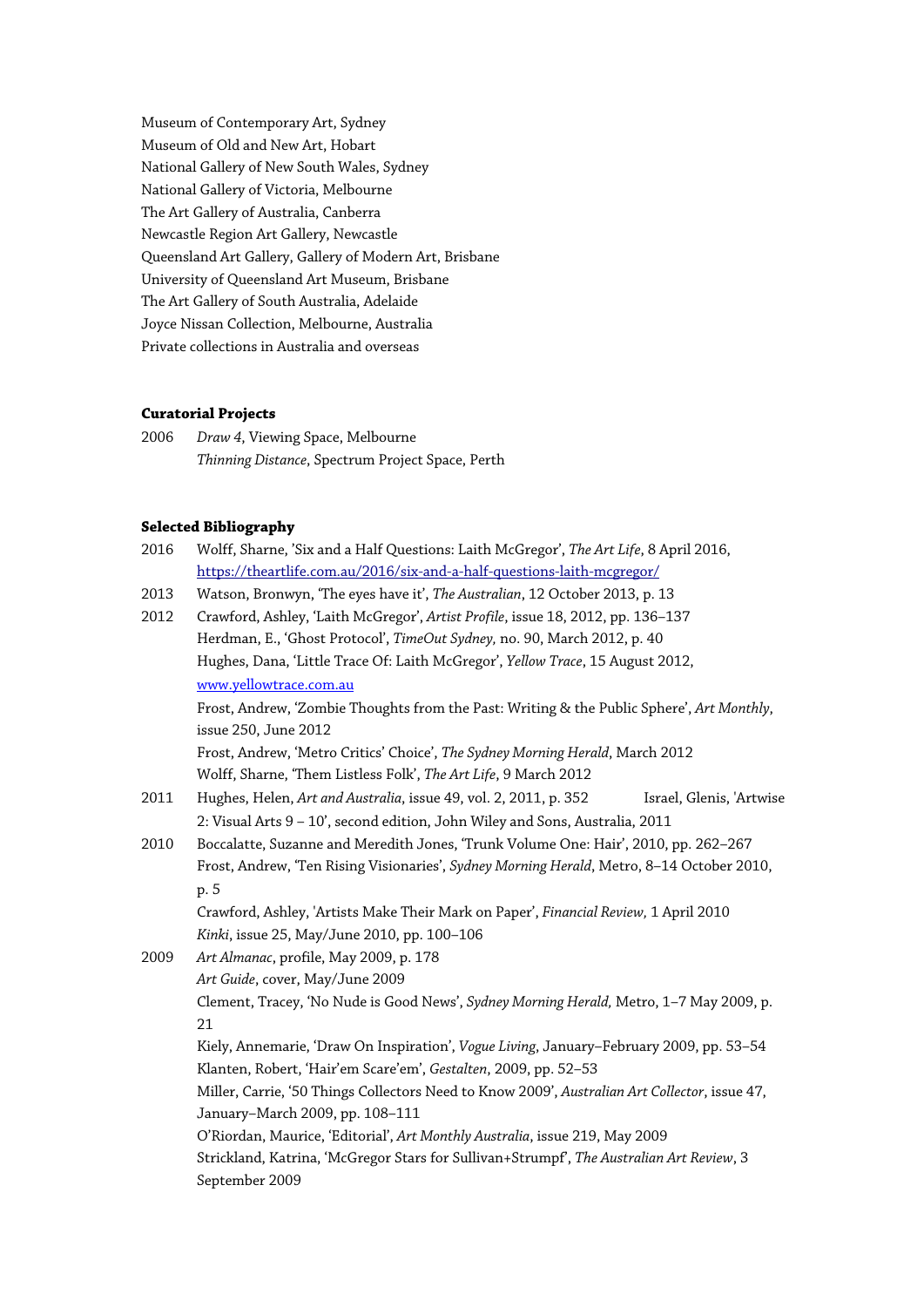Museum of Contemporary Art, Sydney
Museum of Old and New Art, Hobart
National Gallery of New South Wales, Sydney
National Gallery of Victoria, Melbourne
The Art Gallery of Australia, Canberra
Newcastle Region Art Gallery, Newcastle
Queensland Art Gallery, Gallery of Modern Art, Brisbane
University of Queensland Art Museum, Brisbane
The Art Gallery of South Australia, Adelaide
Joyce Nissan Collection, Melbourne, Australia
Private collections in Australia and overseas

**Curatorial Projects**

2006 *Draw 4*, Viewing Space, Melbourne
*Thinning Distance*, Spectrum Project Space, Perth

**Selected Bibliography**

2016 Wolff, Sharne, 'Six and a Half Questions: Laith McGregor', *The Art Life*, 8 April 2016, https://theartlife.com.au/2016/six-and-a-half-questions-laith-mcgregor/

2013 Watson, Bronwyn, 'The eyes have it', *The Australian*, 12 October 2013, p. 13

2012 Crawford, Ashley, 'Laith McGregor', *Artist Profile*, issue 18, 2012, pp. 136–137
Herdman, E., 'Ghost Protocol', *TimeOut Sydney*, no. 90, March 2012, p. 40
Hughes, Dana, 'Little Trace Of: Laith McGregor', *Yellow Trace*, 15 August 2012, www.yellowtrace.com.au
Frost, Andrew, 'Zombie Thoughts from the Past: Writing & the Public Sphere', *Art Monthly*, issue 250, June 2012
Frost, Andrew, 'Metro Critics' Choice', *The Sydney Morning Herald*, March 2012
Wolff, Sharne, 'Them Listless Folk', *The Art Life*, 9 March 2012

2011 Hughes, Helen, *Art and Australia*, issue 49, vol. 2, 2011, p. 352 Israel, Glenis, 'Artwise 2: Visual Arts 9 – 10', second edition, John Wiley and Sons, Australia, 2011

2010 Boccalatte, Suzanne and Meredith Jones, 'Trunk Volume One: Hair', 2010, pp. 262–267
Frost, Andrew, 'Ten Rising Visionaries', *Sydney Morning Herald*, Metro, 8–14 October 2010, p. 5
Crawford, Ashley, 'Artists Make Their Mark on Paper', *Financial Review*, 1 April 2010
*Kinki*, issue 25, May/June 2010, pp. 100–106

2009 *Art Almanac*, profile, May 2009, p. 178
*Art Guide*, cover, May/June 2009
Clement, Tracey, 'No Nude is Good News', *Sydney Morning Herald*, Metro, 1–7 May 2009, p. 21
Kiely, Annemarie, 'Draw On Inspiration', *Vogue Living*, January–February 2009, pp. 53–54
Klanten, Robert, 'Hair'em Scare'em', *Gestalten*, 2009, pp. 52–53
Miller, Carrie, '50 Things Collectors Need to Know 2009', *Australian Art Collector*, issue 47, January–March 2009, pp. 108–111
O'Riordan, Maurice, 'Editorial', *Art Monthly Australia*, issue 219, May 2009
Strickland, Katrina, 'McGregor Stars for Sullivan+Strumpf', *The Australian Art Review*, 3 September 2009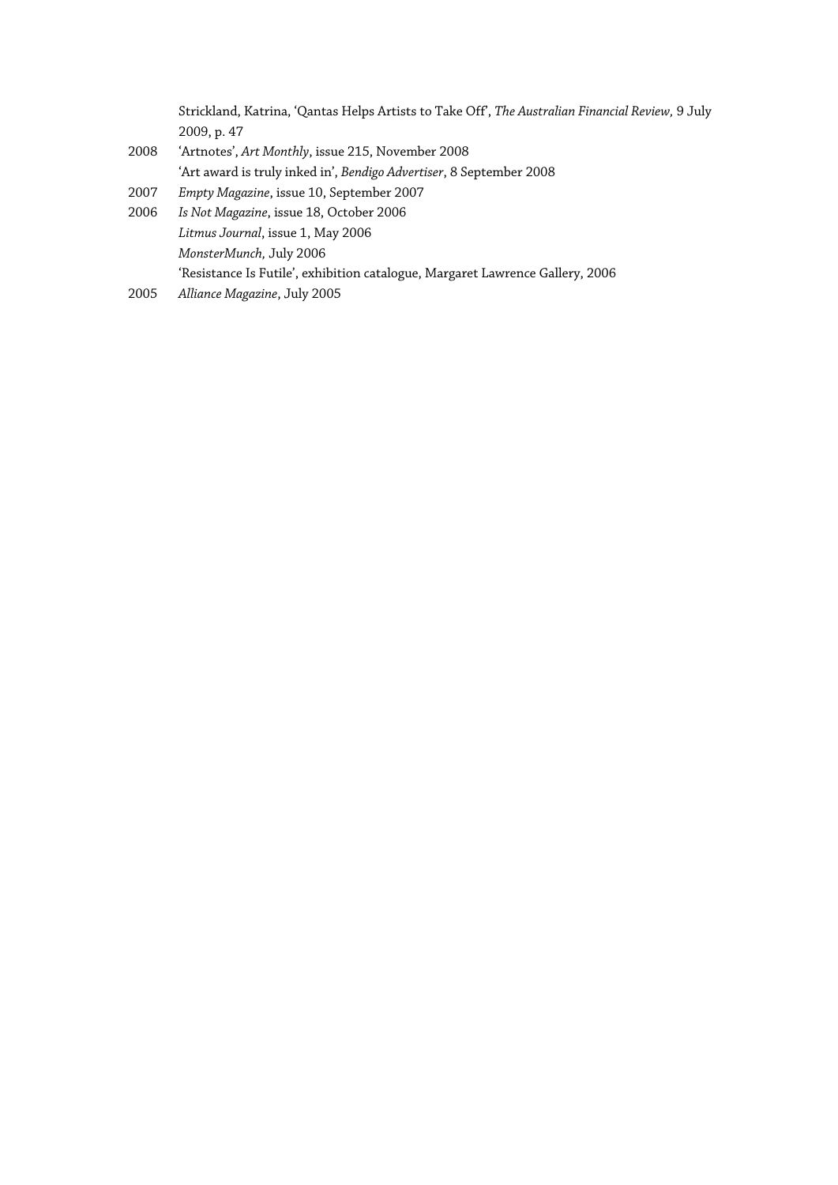Strickland, Katrina, 'Qantas Helps Artists to Take Off', *The Australian Financial Review,* 9 July 2009, p. 47

2008 'Artnotes', *Art Monthly*, issue 215, November 2008

'Art award is truly inked in', *Bendigo Advertiser*, 8 September 2008

2007 *Empty Magazine*, issue 10, September 2007

2006 *Is Not Magazine*, issue 18, October 2006

*Litmus Journal*, issue 1, May 2006

*MonsterMunch,* July 2006

'Resistance Is Futile', exhibition catalogue, Margaret Lawrence Gallery, 2006

2005 *Alliance Magazine*, July 2005